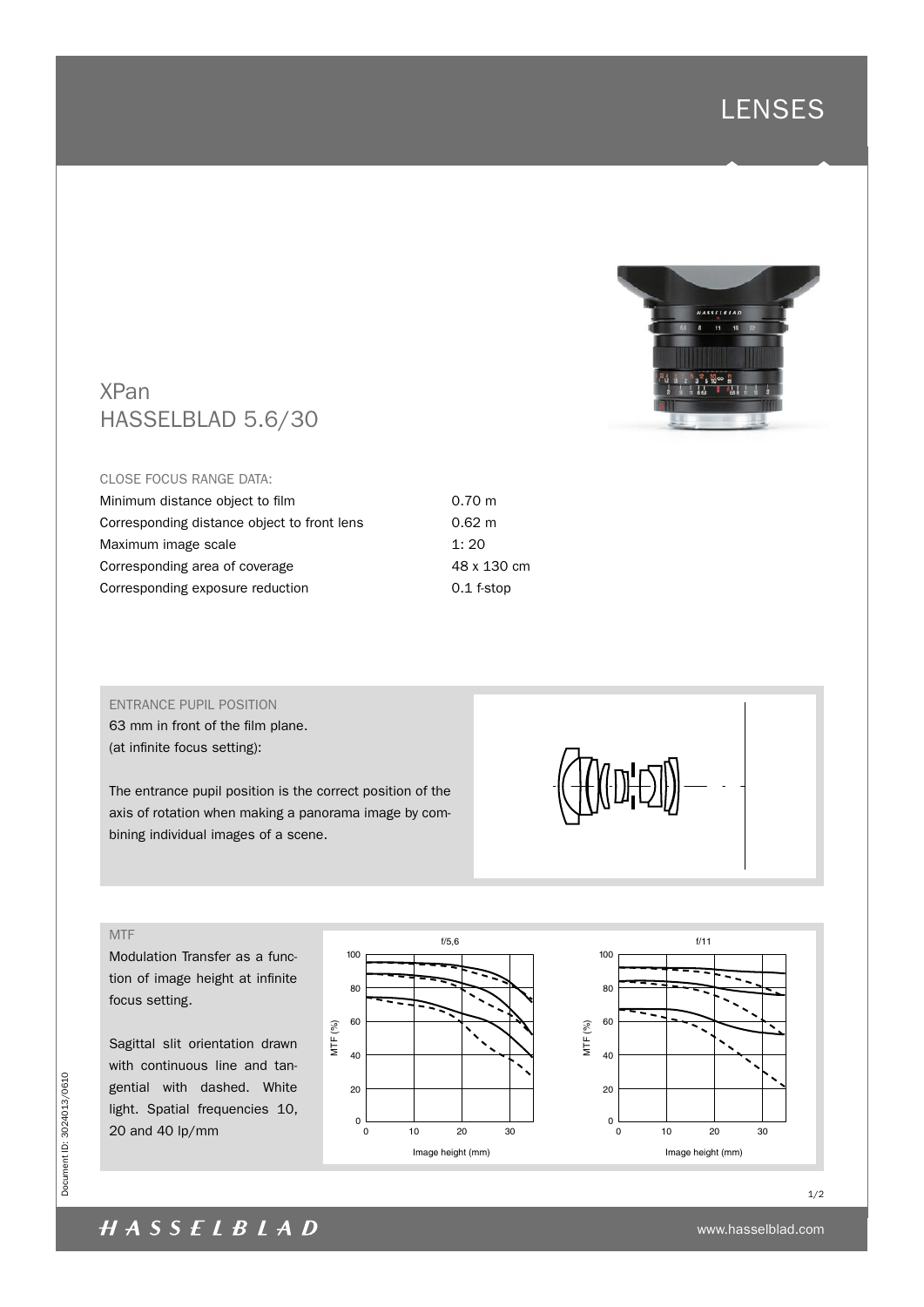# LENSES

## XPan
## HASSELBLAD 5.6/30

CLOSE FOCUS RANGE DATA:

| | |
|---|---|
| Minimum distance object to film | 0.70 m |
| Corresponding distance object to front lens | 0.62 m |
| Maximum image scale | 1: 20 |
| Corresponding area of coverage | 48 x 130 cm |
| Corresponding exposure reduction | 0.1 f-stop |

### ENTRANCE PUPIL POSITION

63 mm in front of the film plane.
(at infinite focus setting):

The entrance pupil position is the correct position of the axis of rotation when making a panorama image by combining individual images of a scene.

### MTF

Modulation Transfer as a function of image height at infinite focus setting.

Sagittal slit orientation drawn with continuous line and tangential with dashed. White light. Spatial frequencies 10, 20 and 40 lp/mm

f/5,6 — f/11

MTF (%) — Image height (mm)

Document ID: 3024013/0610

HASSELBLAD

www.hasselblad.com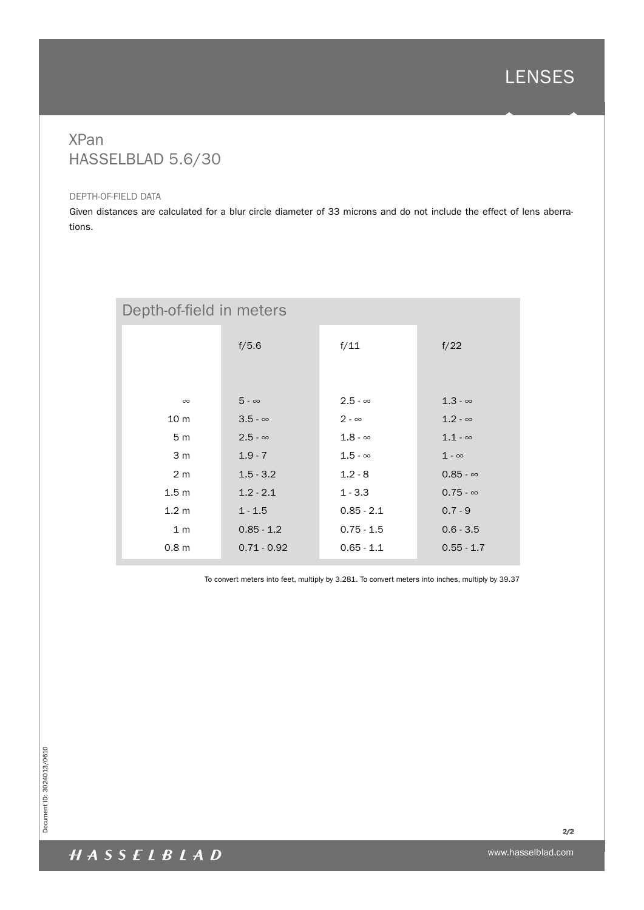# LENSES

## XPan
## HASSELBLAD 5.6/30

DEPTH-OF-FIELD DATA

Given distances are calculated for a blur circle diameter of 33 microns and do not include the effect of lens aberrations.

### Depth-of-field in meters

| | f/5.6 | f/11 | f/22 |
|---|---|---|---|
| ∞ | 5 - ∞ | 2.5 - ∞ | 1.3 - ∞ |
| 10 m | 3.5 - ∞ | 2 - ∞ | 1.2 - ∞ |
| 5 m | 2.5 - ∞ | 1.8 - ∞ | 1.1 - ∞ |
| 3 m | 1.9 - 7 | 1.5 - ∞ | 1 - ∞ |
| 2 m | 1.5 - 3.2 | 1.2 - 8 | 0.85 - ∞ |
| 1.5 m | 1.2 - 2.1 | 1 - 3.3 | 0.75 - ∞ |
| 1.2 m | 1 - 1.5 | 0.85 - 2.1 | 0.7 - 9 |
| 1 m | 0.85 - 1.2 | 0.75 - 1.5 | 0.6 - 3.5 |
| 0.8 m | 0.71 - 0.92 | 0.65 - 1.1 | 0.55 - 1.7 |

To convert meters into feet, multiply by 3.281. To convert meters into inches, multiply by 39.37

Document ID: 3024013/0610

HASSELBLAD

www.hasselblad.com